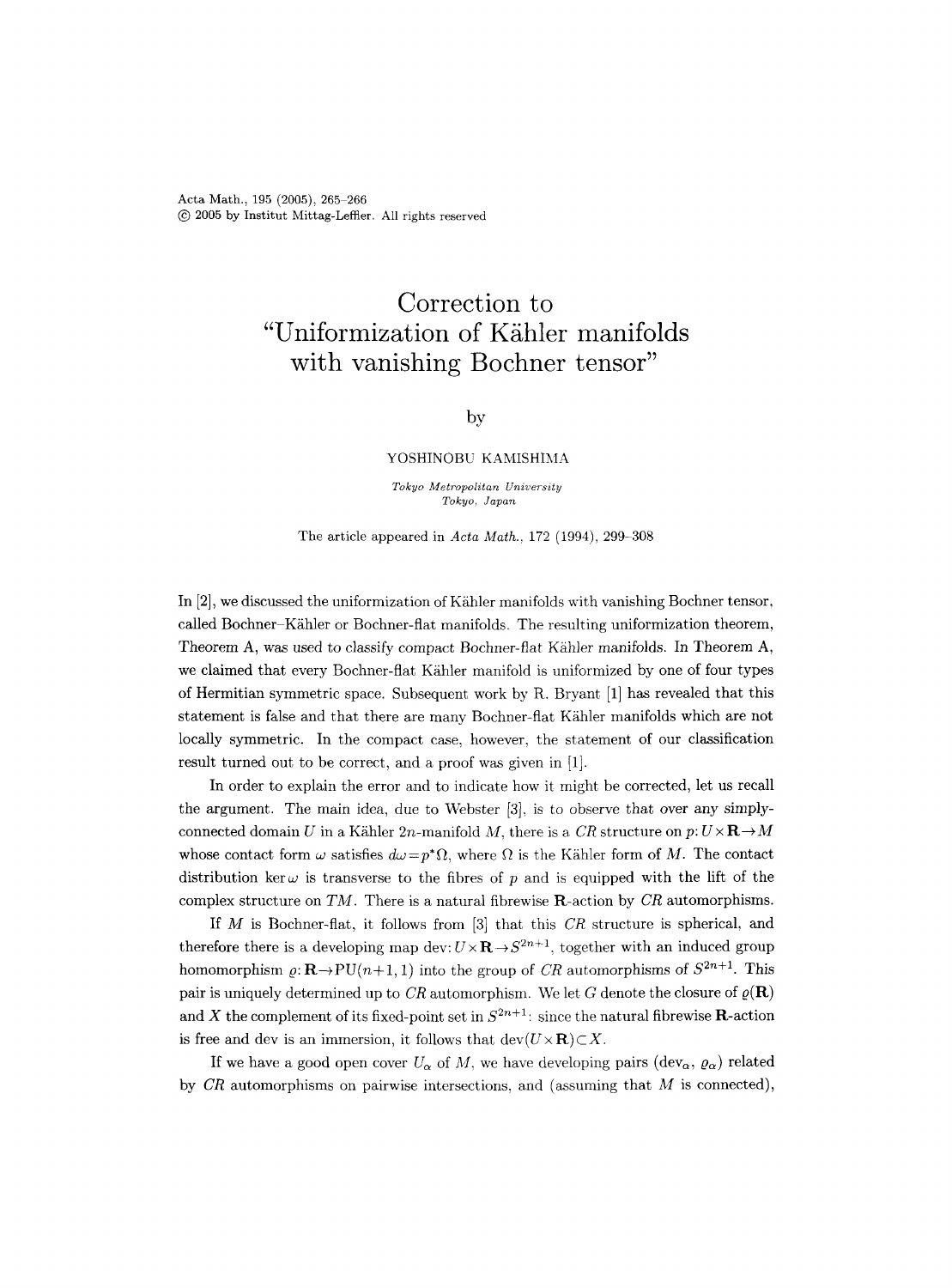# Correction to "Uniformization of Kähler manifolds with vanishing Bochner tensor"

by

YOSHINOBU KAMISHIMA

*Tokyo Metropolitan University*
*Tokyo, Japan*

The article appeared in *Acta Math.*, 172 (1994), 299–308

In [2], we discussed the uniformization of Kähler manifolds with vanishing Bochner tensor, called Bochner–Kähler or Bochner-flat manifolds. The resulting uniformization theorem, Theorem A, was used to classify compact Bochner-flat Kähler manifolds. In Theorem A, we claimed that every Bochner-flat Kähler manifold is uniformized by one of four types of Hermitian symmetric space. Subsequent work by R. Bryant [1] has revealed that this statement is false and that there are many Bochner-flat Kähler manifolds which are not locally symmetric. In the compact case, however, the statement of our classification result turned out to be correct, and a proof was given in [1].

In order to explain the error and to indicate how it might be corrected, let us recall the argument. The main idea, due to Webster [3], is to observe that over any simply-connected domain $U$ in a Kähler $2n$-manifold $M$, there is a *CR* structure on $p: U\times\mathbf{R}\rightarrow M$ whose contact form $\omega$ satisfies $d\omega=p^*\Omega$, where $\Omega$ is the Kähler form of $M$. The contact distribution $\ker\omega$ is transverse to the fibres of $p$ and is equipped with the lift of the complex structure on $TM$. There is a natural fibrewise $\mathbf{R}$-action by *CR* automorphisms.

If $M$ is Bochner-flat, it follows from [3] that this *CR* structure is spherical, and therefore there is a developing map $\operatorname{dev}: U\times\mathbf{R}\rightarrow S^{2n+1}$, together with an induced group homomorphism $\varrho: \mathbf{R}\rightarrow \mathrm{PU}(n+1,1)$ into the group of *CR* automorphisms of $S^{2n+1}$. This pair is uniquely determined up to *CR* automorphism. We let $G$ denote the closure of $\varrho(\mathbf{R})$ and $X$ the complement of its fixed-point set in $S^{2n+1}$: since the natural fibrewise $\mathbf{R}$-action is free and dev is an immersion, it follows that $\operatorname{dev}(U\times\mathbf{R})\subset X$.

If we have a good open cover $U_\alpha$ of $M$, we have developing pairs $(\operatorname{dev}_\alpha, \varrho_\alpha)$ related by *CR* automorphisms on pairwise intersections, and (assuming that $M$ is connected),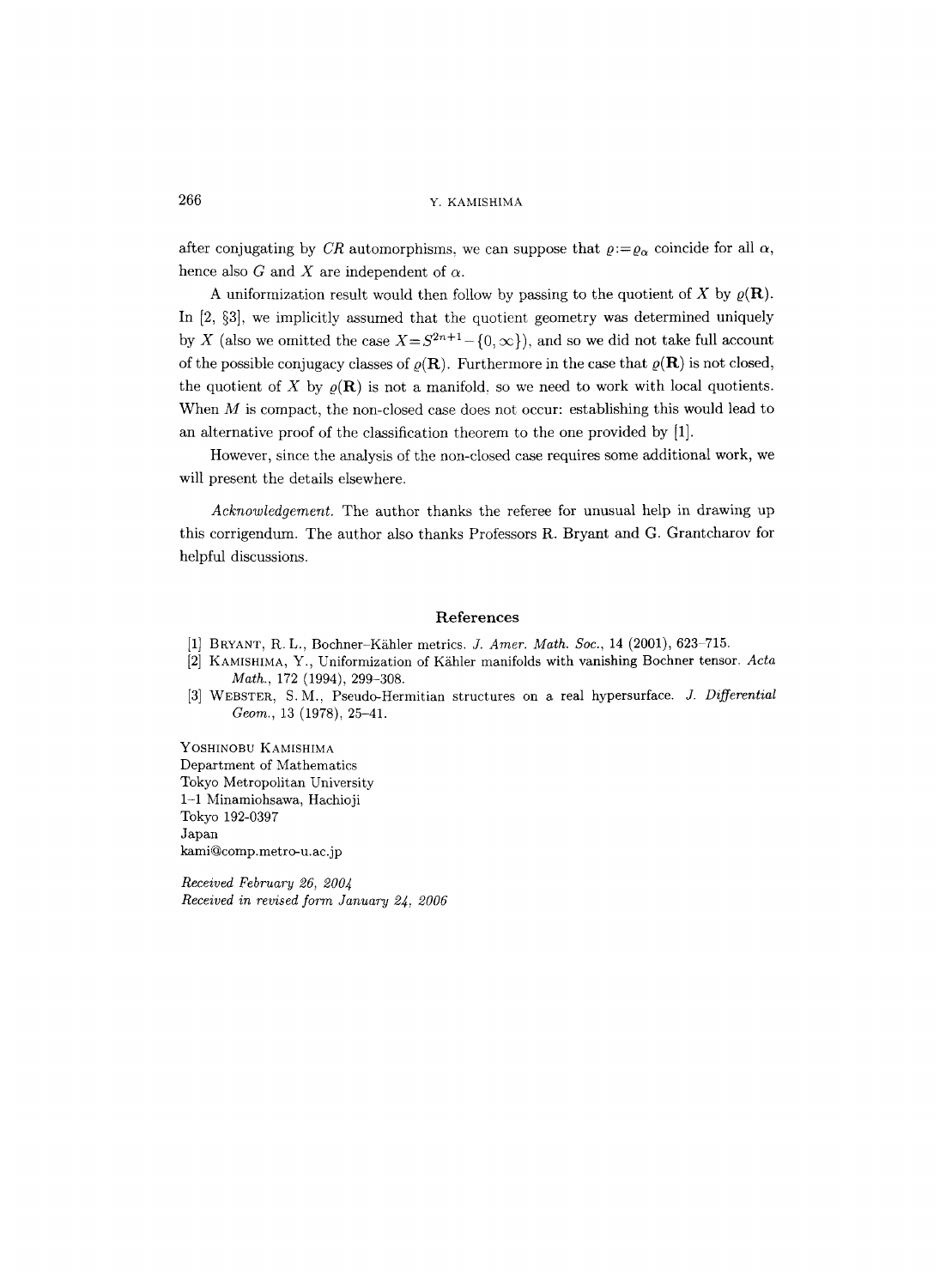after conjugating by $CR$ automorphisms, we can suppose that $\varrho := \varrho_\alpha$ coincide for all $\alpha$, hence also $G$ and $X$ are independent of $\alpha$.

A uniformization result would then follow by passing to the quotient of $X$ by $\varrho(\mathbf{R})$. In [2, §3], we implicitly assumed that the quotient geometry was determined uniquely by $X$ (also we omitted the case $X = S^{2n+1} - \{0, \infty\}$), and so we did not take full account of the possible conjugacy classes of $\varrho(\mathbf{R})$. Furthermore in the case that $\varrho(\mathbf{R})$ is not closed, the quotient of $X$ by $\varrho(\mathbf{R})$ is not a manifold, so we need to work with local quotients. When $M$ is compact, the non-closed case does not occur: establishing this would lead to an alternative proof of the classification theorem to the one provided by [1].

However, since the analysis of the non-closed case requires some additional work, we will present the details elsewhere.

*Acknowledgement.* The author thanks the referee for unusual help in drawing up this corrigendum. The author also thanks Professors R. Bryant and G. Grantcharov for helpful discussions.

## References

[1] Bryant, R. L., Bochner–Kähler metrics. *J. Amer. Math. Soc.*, 14 (2001), 623–715.

[2] Kamishima, Y., Uniformization of Kähler manifolds with vanishing Bochner tensor. *Acta Math.*, 172 (1994), 299–308.

[3] Webster, S. M., Pseudo-Hermitian structures on a real hypersurface. *J. Differential Geom.*, 13 (1978), 25–41.

Yoshinobu Kamishima
Department of Mathematics
Tokyo Metropolitan University
1-1 Minamiohsawa, Hachioji
Tokyo 192-0397
Japan
kami@comp.metro-u.ac.jp

*Received February 26, 2004*
*Received in revised form January 24, 2006*